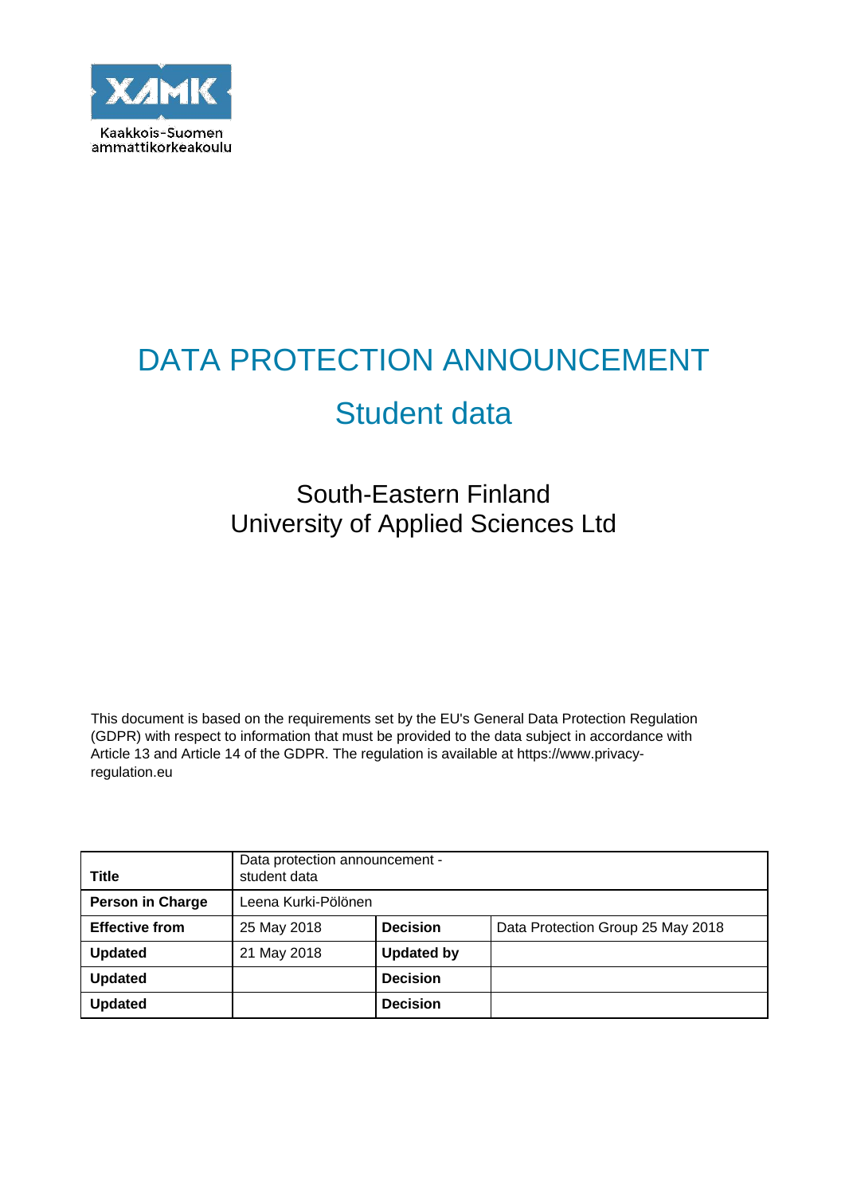XAMK

Kaakkois-Suomen ammattikorkeakoulu

# DATA PROTECTION ANNOUNCEMENT

## Student data

South-Eastern Finland
University of Applied Sciences Ltd

This document is based on the requirements set by the EU's General Data Protection Regulation (GDPR) with respect to information that must be provided to the data subject in accordance with Article 13 and Article 14 of the GDPR. The regulation is available at https://www.privacy-regulation.eu

| **Title** | Data protection announcement - student data | | |
|---|---|---|---|
| **Person in Charge** | Leena Kurki-Pölönen | | |
| **Effective from** | 25 May 2018 | **Decision** | Data Protection Group 25 May 2018 |
| **Updated** | 21 May 2018 | **Updated by** | |
| **Updated** | | **Decision** | |
| **Updated** | | **Decision** | |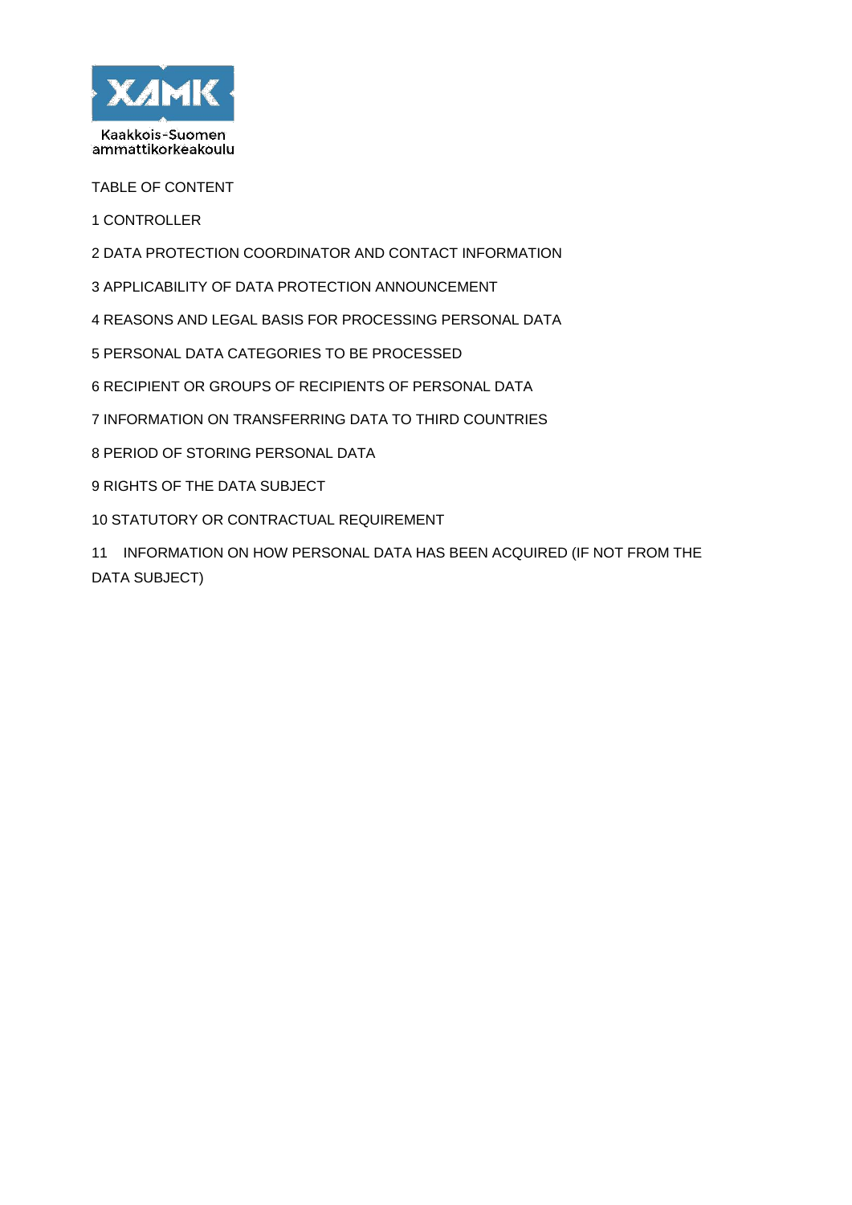TABLE OF CONTENT

1 CONTROLLER

2 DATA PROTECTION COORDINATOR AND CONTACT INFORMATION

3 APPLICABILITY OF DATA PROTECTION ANNOUNCEMENT

4 REASONS AND LEGAL BASIS FOR PROCESSING PERSONAL DATA

5 PERSONAL DATA CATEGORIES TO BE PROCESSED

6 RECIPIENT OR GROUPS OF RECIPIENTS OF PERSONAL DATA

7 INFORMATION ON TRANSFERRING DATA TO THIRD COUNTRIES

8 PERIOD OF STORING PERSONAL DATA

9 RIGHTS OF THE DATA SUBJECT

10 STATUTORY OR CONTRACTUAL REQUIREMENT

11 INFORMATION ON HOW PERSONAL DATA HAS BEEN ACQUIRED (IF NOT FROM THE DATA SUBJECT)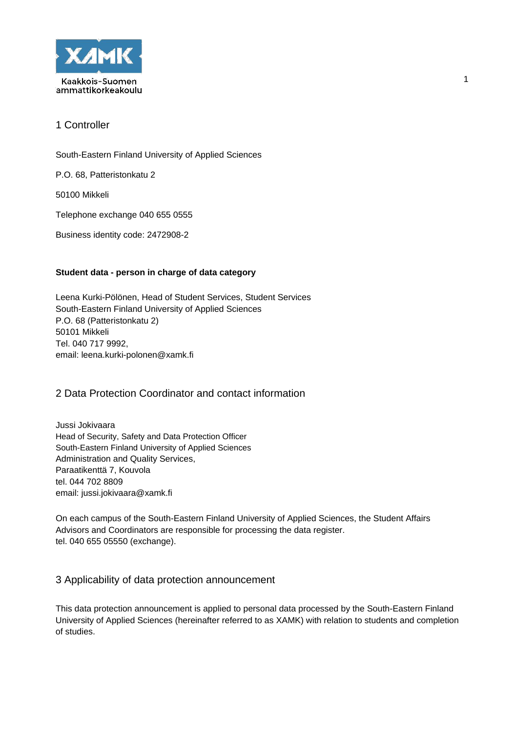## 1 Controller

South-Eastern Finland University of Applied Sciences

P.O. 68, Patteristonkatu 2

50100 Mikkeli

Telephone exchange 040 655 0555

Business identity code: 2472908-2

**Student data - person in charge of data category**

Leena Kurki-Pölönen, Head of Student Services, Student Services
South-Eastern Finland University of Applied Sciences
P.O. 68 (Patteristonkatu 2)
50101 Mikkeli
Tel. 040 717 9992,
email: leena.kurki-polonen@xamk.fi

## 2 Data Protection Coordinator and contact information

Jussi Jokivaara
Head of Security, Safety and Data Protection Officer
South-Eastern Finland University of Applied Sciences
Administration and Quality Services,
Paraatikenttä 7, Kouvola
tel. 044 702 8809
email: jussi.jokivaara@xamk.fi

On each campus of the South-Eastern Finland University of Applied Sciences, the Student Affairs Advisors and Coordinators are responsible for processing the data register.
tel. 040 655 05550 (exchange).

## 3 Applicability of data protection announcement

This data protection announcement is applied to personal data processed by the South-Eastern Finland University of Applied Sciences (hereinafter referred to as XAMK) with relation to students and completion of studies.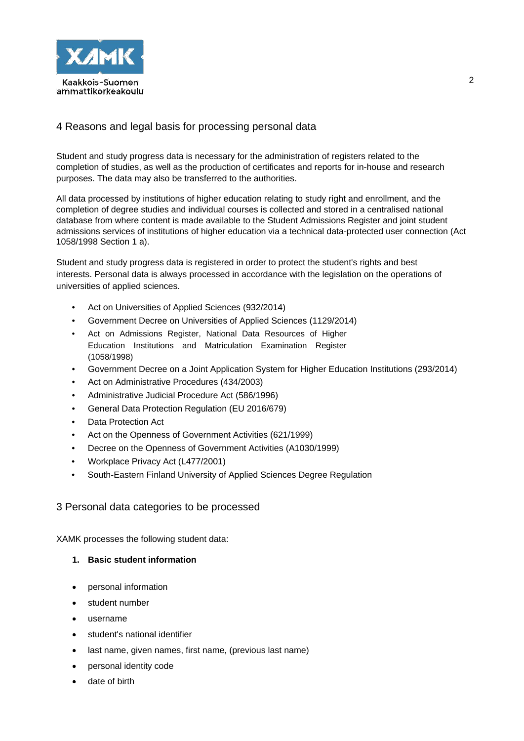## 4 Reasons and legal basis for processing personal data

Student and study progress data is necessary for the administration of registers related to the completion of studies, as well as the production of certificates and reports for in-house and research purposes. The data may also be transferred to the authorities.

All data processed by institutions of higher education relating to study right and enrollment, and the completion of degree studies and individual courses is collected and stored in a centralised national database from where content is made available to the Student Admissions Register and joint student admissions services of institutions of higher education via a technical data-protected user connection (Act 1058/1998 Section 1 a).

Student and study progress data is registered in order to protect the student's rights and best interests. Personal data is always processed in accordance with the legislation on the operations of universities of applied sciences.

- Act on Universities of Applied Sciences (932/2014)
- Government Decree on Universities of Applied Sciences (1129/2014)
- Act on Admissions Register, National Data Resources of Higher Education Institutions and Matriculation Examination Register (1058/1998)
- Government Decree on a Joint Application System for Higher Education Institutions (293/2014)
- Act on Administrative Procedures (434/2003)
- Administrative Judicial Procedure Act (586/1996)
- General Data Protection Regulation (EU 2016/679)
- Data Protection Act
- Act on the Openness of Government Activities (621/1999)
- Decree on the Openness of Government Activities (A1030/1999)
- Workplace Privacy Act (L477/2001)
- South-Eastern Finland University of Applied Sciences Degree Regulation

## 3 Personal data categories to be processed

XAMK processes the following student data:

1. **Basic student information**

- personal information
- student number
- username
- student's national identifier
- last name, given names, first name, (previous last name)
- personal identity code
- date of birth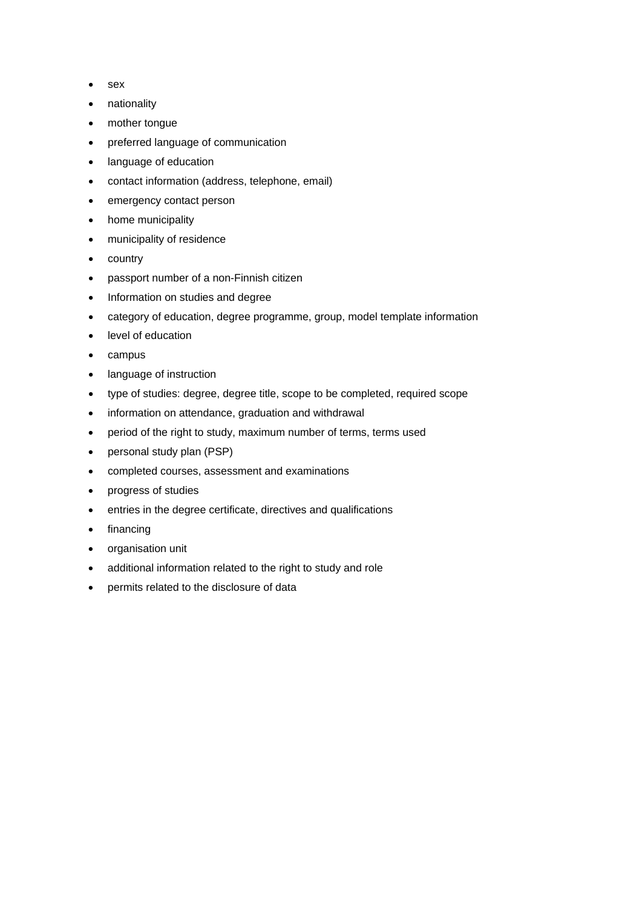- sex
- nationality
- mother tongue
- preferred language of communication
- language of education
- contact information (address, telephone, email)
- emergency contact person
- home municipality
- municipality of residence
- country
- passport number of a non-Finnish citizen
- Information on studies and degree
- category of education, degree programme, group, model template information
- level of education
- campus
- language of instruction
- type of studies: degree, degree title, scope to be completed, required scope
- information on attendance, graduation and withdrawal
- period of the right to study, maximum number of terms, terms used
- personal study plan (PSP)
- completed courses, assessment and examinations
- progress of studies
- entries in the degree certificate, directives and qualifications
- financing
- organisation unit
- additional information related to the right to study and role
- permits related to the disclosure of data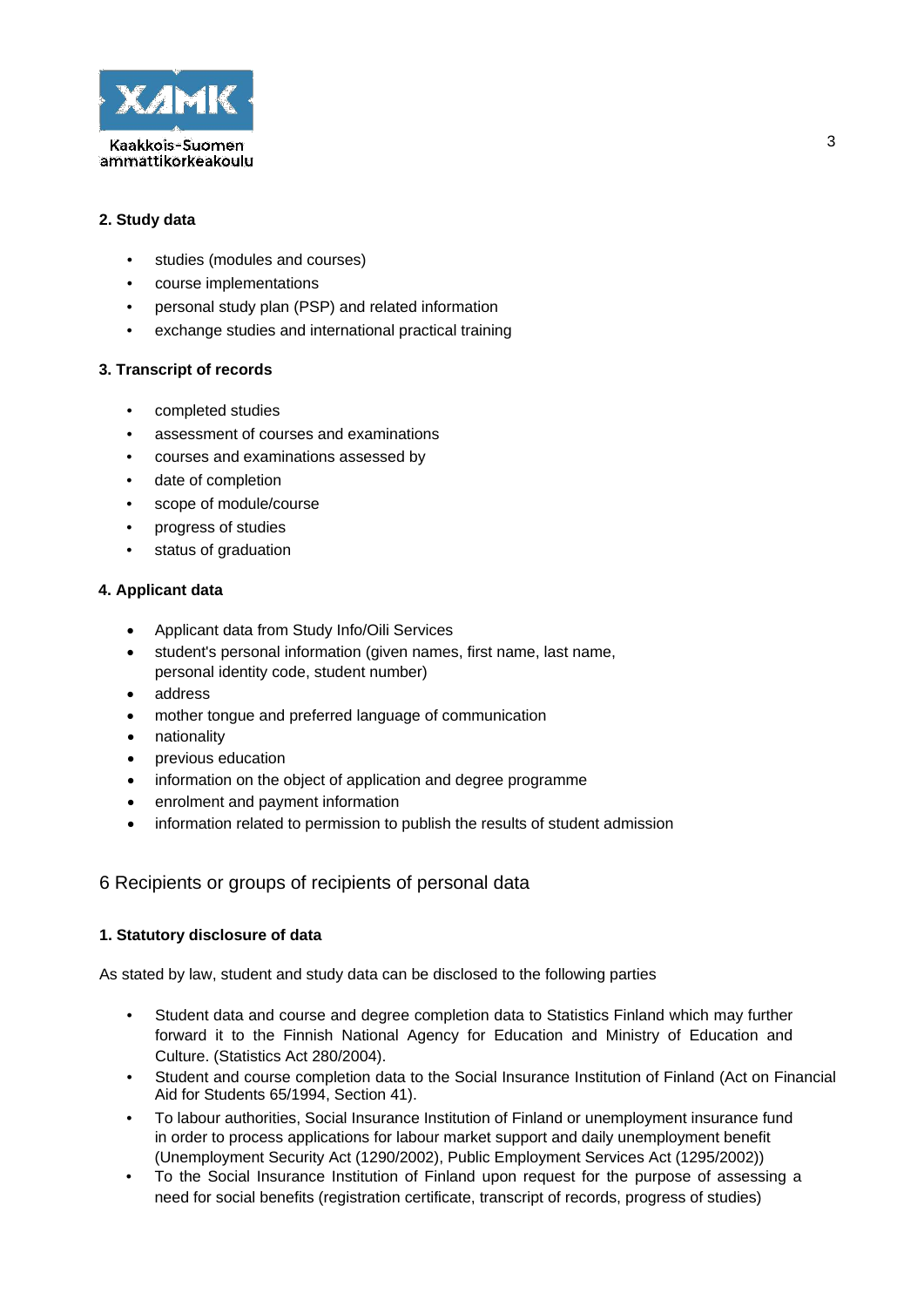**2. Study data**

- studies (modules and courses)
- course implementations
- personal study plan (PSP) and related information
- exchange studies and international practical training

**3. Transcript of records**

- completed studies
- assessment of courses and examinations
- courses and examinations assessed by
- date of completion
- scope of module/course
- progress of studies
- status of graduation

**4. Applicant data**

- Applicant data from Study Info/Oili Services
- student's personal information (given names, first name, last name, personal identity code, student number)
- address
- mother tongue and preferred language of communication
- nationality
- previous education
- information on the object of application and degree programme
- enrolment and payment information
- information related to permission to publish the results of student admission

## 6 Recipients or groups of recipients of personal data

**1. Statutory disclosure of data**

As stated by law, student and study data can be disclosed to the following parties

- Student data and course and degree completion data to Statistics Finland which may further forward it to the Finnish National Agency for Education and Ministry of Education and Culture. (Statistics Act 280/2004).
- Student and course completion data to the Social Insurance Institution of Finland (Act on Financial Aid for Students 65/1994, Section 41).
- To labour authorities, Social Insurance Institution of Finland or unemployment insurance fund in order to process applications for labour market support and daily unemployment benefit (Unemployment Security Act (1290/2002), Public Employment Services Act (1295/2002))
- To the Social Insurance Institution of Finland upon request for the purpose of assessing a need for social benefits (registration certificate, transcript of records, progress of studies)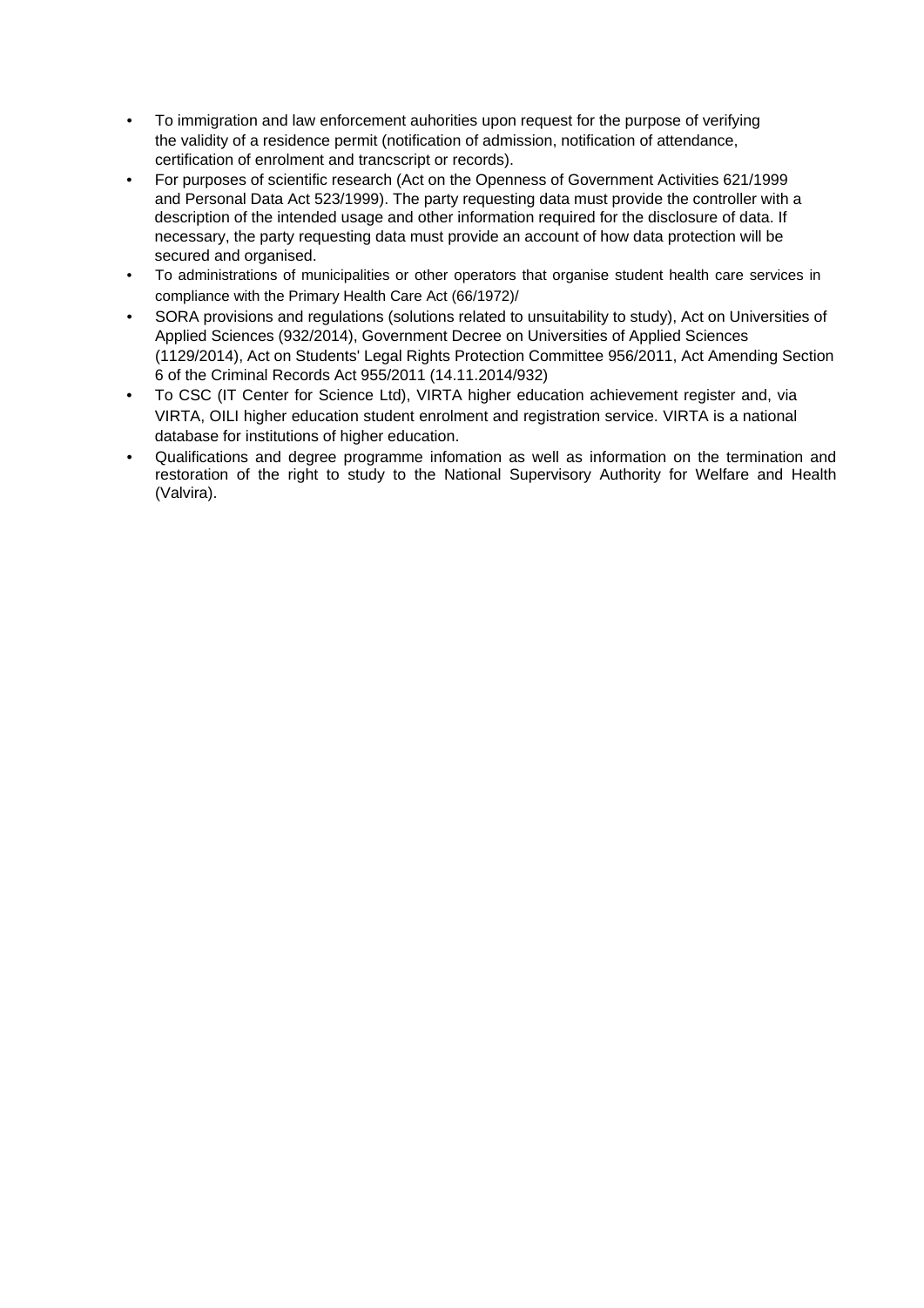- To immigration and law enforcement auhorities upon request for the purpose of verifying the validity of a residence permit (notification of admission, notification of attendance, certification of enrolment and trancscript or records).
- For purposes of scientific research (Act on the Openness of Government Activities 621/1999 and Personal Data Act 523/1999). The party requesting data must provide the controller with a description of the intended usage and other information required for the disclosure of data. If necessary, the party requesting data must provide an account of how data protection will be secured and organised.
- To administrations of municipalities or other operators that organise student health care services in compliance with the Primary Health Care Act (66/1972)/
- SORA provisions and regulations (solutions related to unsuitability to study), Act on Universities of Applied Sciences (932/2014), Government Decree on Universities of Applied Sciences (1129/2014), Act on Students' Legal Rights Protection Committee 956/2011, Act Amending Section 6 of the Criminal Records Act 955/2011 (14.11.2014/932)
- To CSC (IT Center for Science Ltd), VIRTA higher education achievement register and, via VIRTA, OILI higher education student enrolment and registration service. VIRTA is a national database for institutions of higher education.
- Qualifications and degree programme infomation as well as information on the termination and restoration of the right to study to the National Supervisory Authority for Welfare and Health (Valvira).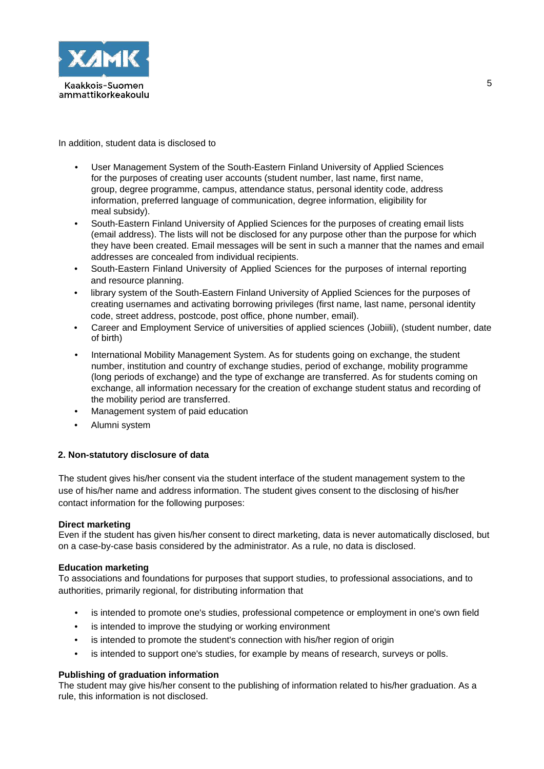In addition, student data is disclosed to

- User Management System of the South-Eastern Finland University of Applied Sciences for the purposes of creating user accounts (student number, last name, first name, group, degree programme, campus, attendance status, personal identity code, address information, preferred language of communication, degree information, eligibility for meal subsidy).
- South-Eastern Finland University of Applied Sciences for the purposes of creating email lists (email address). The lists will not be disclosed for any purpose other than the purpose for which they have been created. Email messages will be sent in such a manner that the names and email addresses are concealed from individual recipients.
- South-Eastern Finland University of Applied Sciences for the purposes of internal reporting and resource planning.
- library system of the South-Eastern Finland University of Applied Sciences for the purposes of creating usernames and activating borrowing privileges (first name, last name, personal identity code, street address, postcode, post office, phone number, email).
- Career and Employment Service of universities of applied sciences (Jobiili), (student number, date of birth)
- International Mobility Management System. As for students going on exchange, the student number, institution and country of exchange studies, period of exchange, mobility programme (long periods of exchange) and the type of exchange are transferred. As for students coming on exchange, all information necessary for the creation of exchange student status and recording of the mobility period are transferred.
- Management system of paid education
- Alumni system

**2. Non-statutory disclosure of data**

The student gives his/her consent via the student interface of the student management system to the use of his/her name and address information. The student gives consent to the disclosing of his/her contact information for the following purposes:

**Direct marketing**
Even if the student has given his/her consent to direct marketing, data is never automatically disclosed, but on a case-by-case basis considered by the administrator. As a rule, no data is disclosed.

**Education marketing**
To associations and foundations for purposes that support studies, to professional associations, and to authorities, primarily regional, for distributing information that

- is intended to promote one's studies, professional competence or employment in one's own field
- is intended to improve the studying or working environment
- is intended to promote the student's connection with his/her region of origin
- is intended to support one's studies, for example by means of research, surveys or polls.

**Publishing of graduation information**
The student may give his/her consent to the publishing of information related to his/her graduation. As a rule, this information is not disclosed.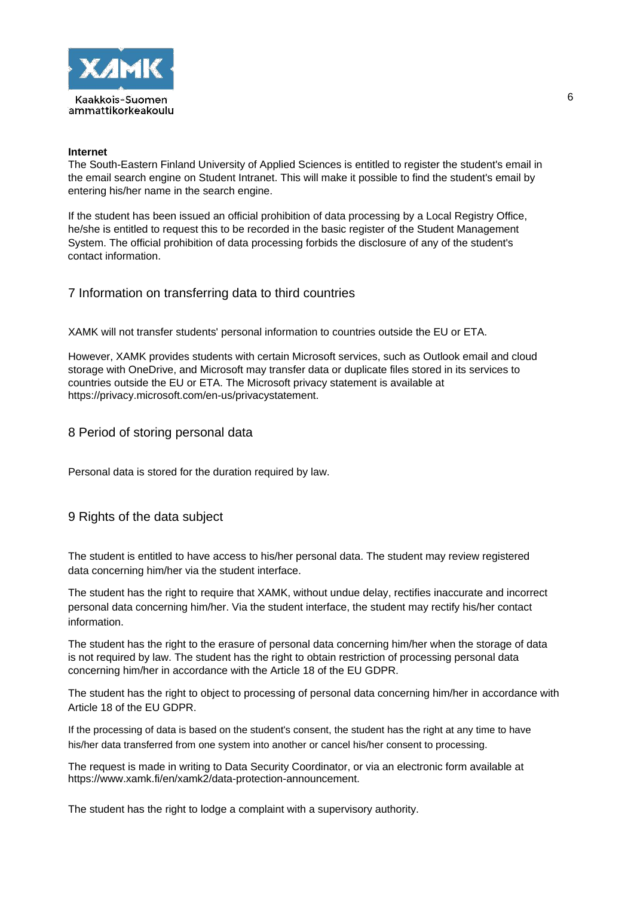**Internet**
The South-Eastern Finland University of Applied Sciences is entitled to register the student's email in the email search engine on Student Intranet. This will make it possible to find the student's email by entering his/her name in the search engine.

If the student has been issued an official prohibition of data processing by a Local Registry Office, he/she is entitled to request this to be recorded in the basic register of the Student Management System. The official prohibition of data processing forbids the disclosure of any of the student's contact information.

## 7 Information on transferring data to third countries

XAMK will not transfer students' personal information to countries outside the EU or ETA.

However, XAMK provides students with certain Microsoft services, such as Outlook email and cloud storage with OneDrive, and Microsoft may transfer data or duplicate files stored in its services to countries outside the EU or ETA. The Microsoft privacy statement is available at https://privacy.microsoft.com/en-us/privacystatement.

## 8 Period of storing personal data

Personal data is stored for the duration required by law.

## 9 Rights of the data subject

The student is entitled to have access to his/her personal data. The student may review registered data concerning him/her via the student interface.

The student has the right to require that XAMK, without undue delay, rectifies inaccurate and incorrect personal data concerning him/her. Via the student interface, the student may rectify his/her contact information.

The student has the right to the erasure of personal data concerning him/her when the storage of data is not required by law. The student has the right to obtain restriction of processing personal data concerning him/her in accordance with the Article 18 of the EU GDPR.

The student has the right to object to processing of personal data concerning him/her in accordance with Article 18 of the EU GDPR.

If the processing of data is based on the student's consent, the student has the right at any time to have his/her data transferred from one system into another or cancel his/her consent to processing.

The request is made in writing to Data Security Coordinator, or via an electronic form available at https://www.xamk.fi/en/xamk2/data-protection-announcement.

The student has the right to lodge a complaint with a supervisory authority.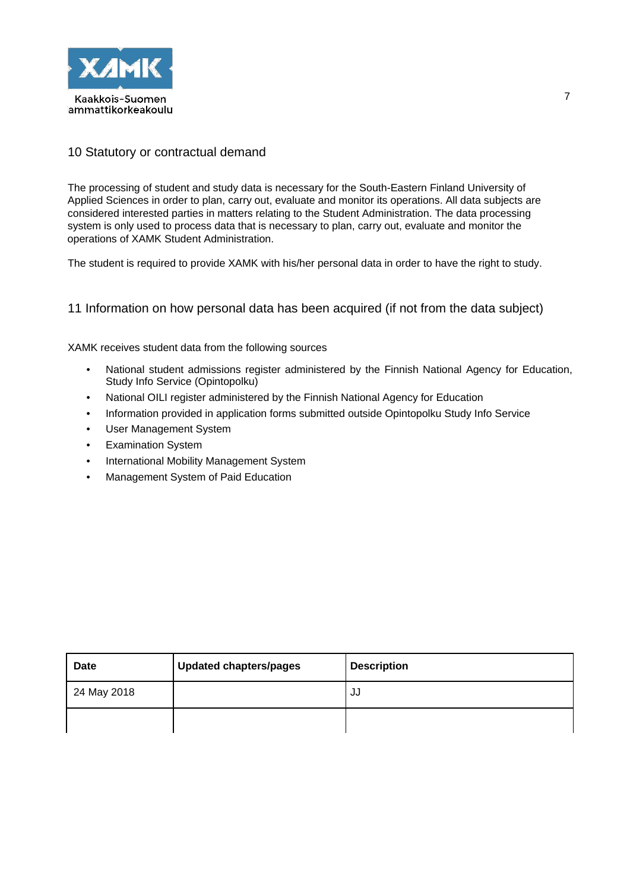## 10 Statutory or contractual demand

The processing of student and study data is necessary for the South-Eastern Finland University of Applied Sciences in order to plan, carry out, evaluate and monitor its operations. All data subjects are considered interested parties in matters relating to the Student Administration. The data processing system is only used to process data that is necessary to plan, carry out, evaluate and monitor the operations of XAMK Student Administration.

The student is required to provide XAMK with his/her personal data in order to have the right to study.

## 11 Information on how personal data has been acquired (if not from the data subject)

XAMK receives student data from the following sources

- National student admissions register administered by the Finnish National Agency for Education, Study Info Service (Opintopolku)
- National OILI register administered by the Finnish National Agency for Education
- Information provided in application forms submitted outside Opintopolku Study Info Service
- User Management System
- Examination System
- International Mobility Management System
- Management System of Paid Education

| Date | Updated chapters/pages | Description |
|---|---|---|
| 24 May 2018 | | JJ |
| | | |